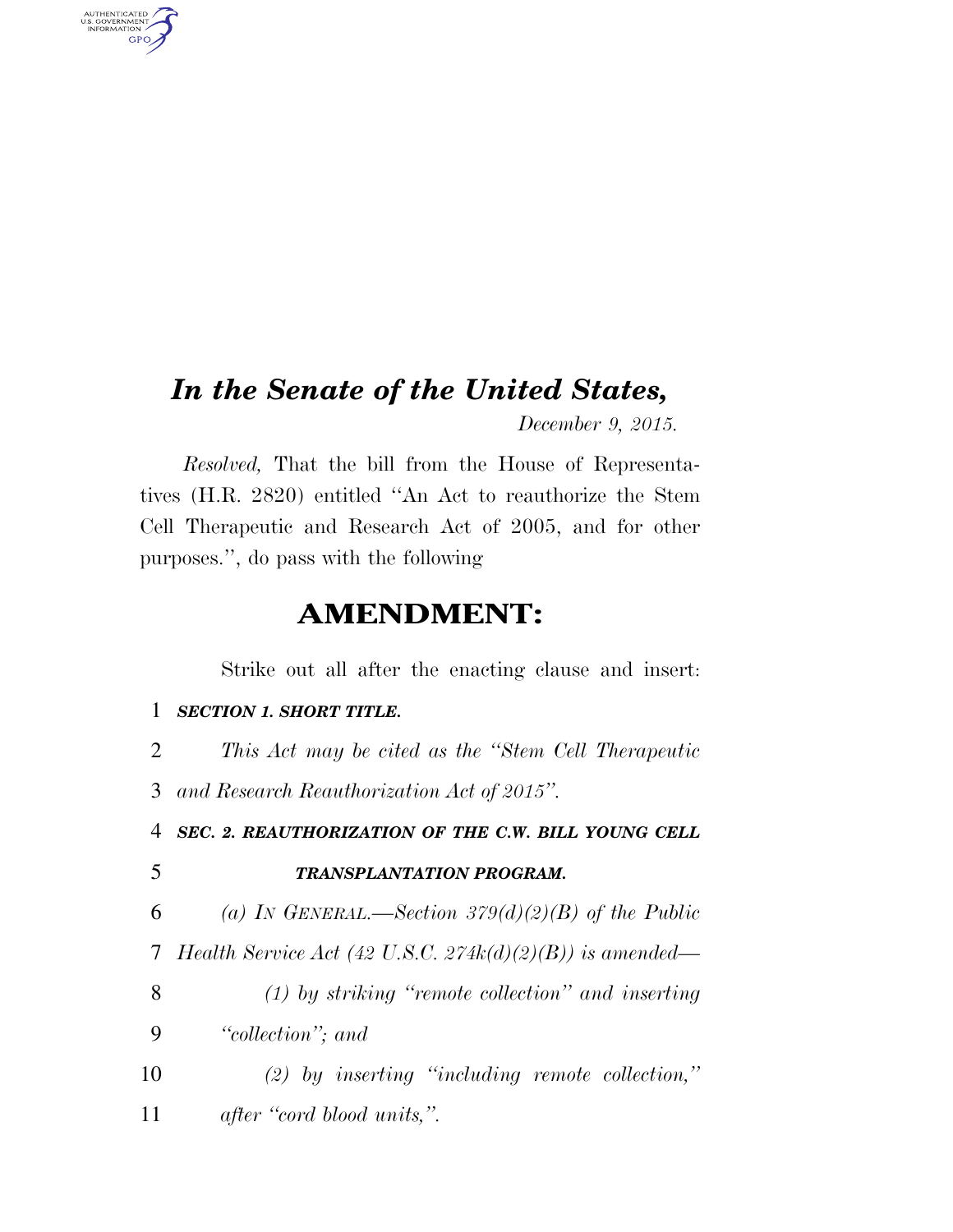# *In the Senate of the United States,*

*December 9, 2015.*

*Resolved,* That the bill from the House of Representatives (H.R. 2820) entitled "An Act to reauthorize the Stem Cell Therapeutic and Research Act of 2005, and for other purposes.", do pass with the following

## AMENDMENT:

Strike out all after the enacting clause and insert:

1 ***SECTION 1. SHORT TITLE.***

2 *This Act may be cited as the "Stem Cell Therapeutic*
3 *and Research Reauthorization Act of 2015".*

4 ***SEC. 2. REAUTHORIZATION OF THE C.W. BILL YOUNG CELL***
5 ***TRANSPLANTATION PROGRAM.***

6 *(a) IN GENERAL.—Section 379(d)(2)(B) of the Public*
7 *Health Service Act (42 U.S.C. 274k(d)(2)(B)) is amended—*

8 *(1) by striking "remote collection" and inserting*
9 *"collection"; and*

10 *(2) by inserting "including remote collection,"*
11 *after "cord blood units,".*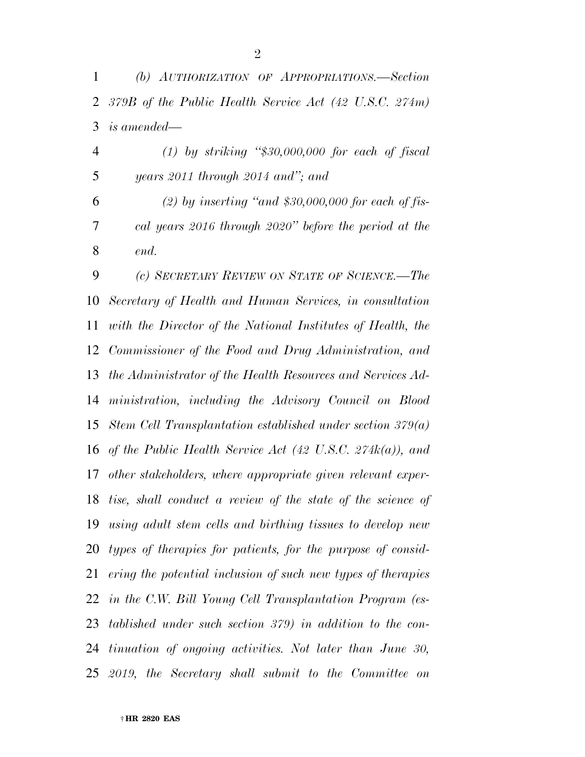*(b) AUTHORIZATION OF APPROPRIATIONS.—Section 379B of the Public Health Service Act (42 U.S.C. 274m) is amended—*

*(1) by striking "$30,000,000 for each of fiscal years 2011 through 2014 and"; and*

*(2) by inserting "and $30,000,000 for each of fiscal years 2016 through 2020" before the period at the end.*

*(c) SECRETARY REVIEW ON STATE OF SCIENCE.—The Secretary of Health and Human Services, in consultation with the Director of the National Institutes of Health, the Commissioner of the Food and Drug Administration, and the Administrator of the Health Resources and Services Administration, including the Advisory Council on Blood Stem Cell Transplantation established under section 379(a) of the Public Health Service Act (42 U.S.C. 274k(a)), and other stakeholders, where appropriate given relevant expertise, shall conduct a review of the state of the science of using adult stem cells and birthing tissues to develop new types of therapies for patients, for the purpose of considering the potential inclusion of such new types of therapies in the C.W. Bill Young Cell Transplantation Program (established under such section 379) in addition to the continuation of ongoing activities. Not later than June 30, 2019, the Secretary shall submit to the Committee on*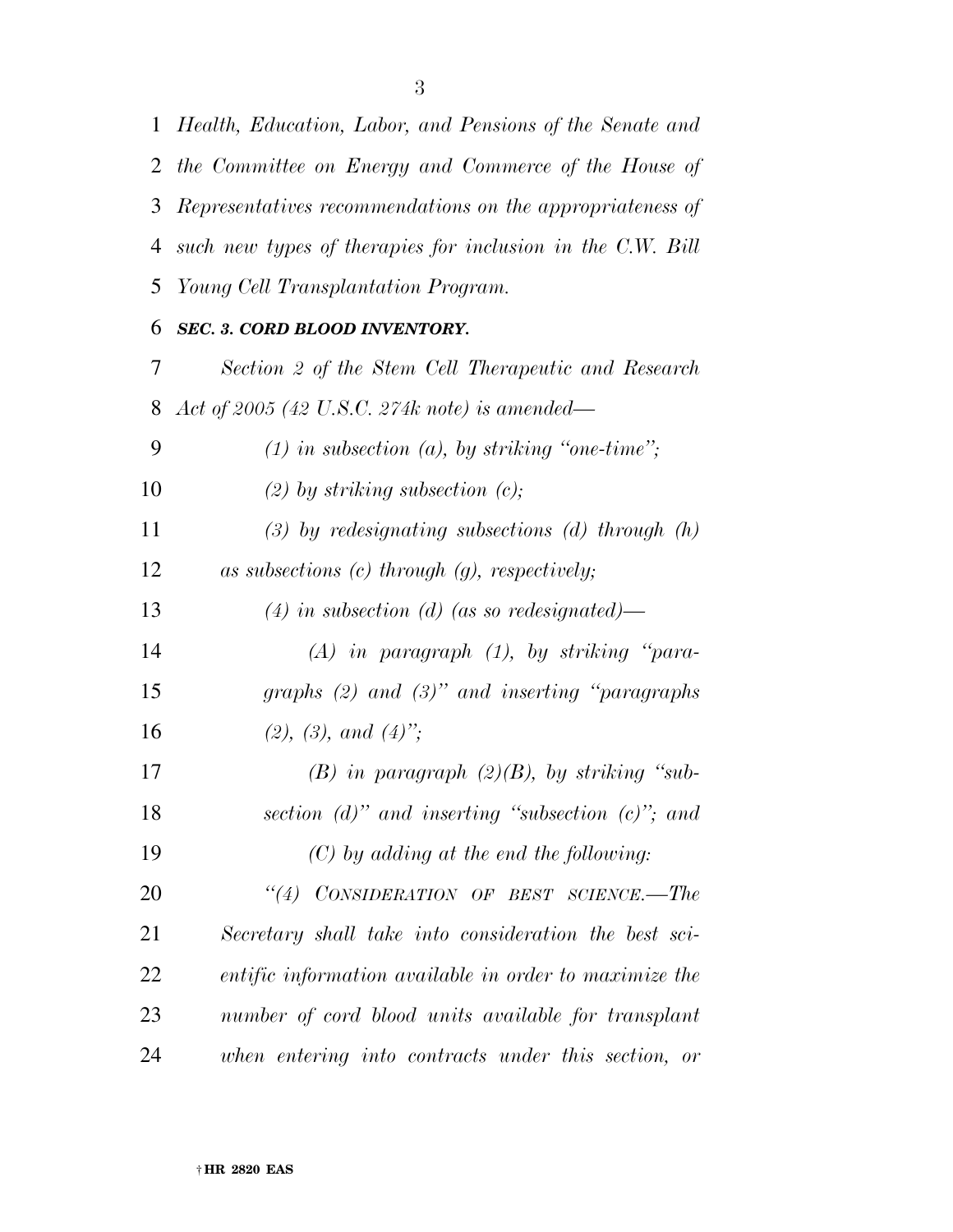*Health, Education, Labor, and Pensions of the Senate and the Committee on Energy and Commerce of the House of Representatives recommendations on the appropriateness of such new types of therapies for inclusion in the C.W. Bill Young Cell Transplantation Program.*

***SEC. 3. CORD BLOOD INVENTORY.***

*Section 2 of the Stem Cell Therapeutic and Research Act of 2005 (42 U.S.C. 274k note) is amended—*

*(1) in subsection (a), by striking "one-time";*

*(2) by striking subsection (c);*

*(3) by redesignating subsections (d) through (h) as subsections (c) through (g), respectively;*

*(4) in subsection (d) (as so redesignated)—*

*(A) in paragraph (1), by striking "paragraphs (2) and (3)" and inserting "paragraphs (2), (3), and (4)";*

*(B) in paragraph (2)(B), by striking "subsection (d)" and inserting "subsection (c)"; and*

*(C) by adding at the end the following:*

*"(4) CONSIDERATION OF BEST SCIENCE.—The Secretary shall take into consideration the best scientific information available in order to maximize the number of cord blood units available for transplant when entering into contracts under this section, or*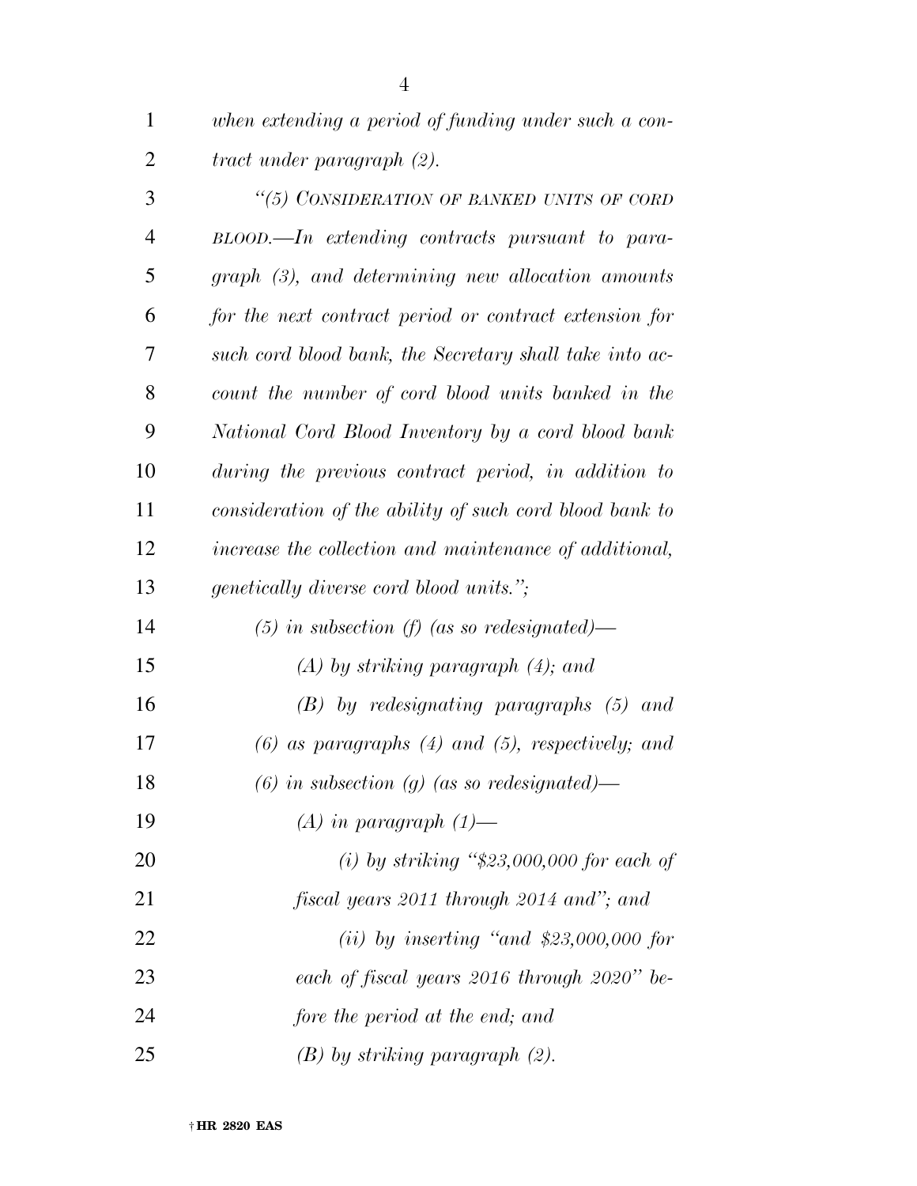*when extending a period of funding under such a contract under paragraph (2).*

*"(5) CONSIDERATION OF BANKED UNITS OF CORD BLOOD.—In extending contracts pursuant to paragraph (3), and determining new allocation amounts for the next contract period or contract extension for such cord blood bank, the Secretary shall take into account the number of cord blood units banked in the National Cord Blood Inventory by a cord blood bank during the previous contract period, in addition to consideration of the ability of such cord blood bank to increase the collection and maintenance of additional, genetically diverse cord blood units.";*

*(5) in subsection (f) (as so redesignated)—*

*(A) by striking paragraph (4); and*

*(B) by redesignating paragraphs (5) and (6) as paragraphs (4) and (5), respectively; and*

*(6) in subsection (g) (as so redesignated)—*

*(A) in paragraph (1)—*

*(i) by striking "$23,000,000 for each of fiscal years 2011 through 2014 and"; and*

*(ii) by inserting "and $23,000,000 for each of fiscal years 2016 through 2020" before the period at the end; and*

*(B) by striking paragraph (2).*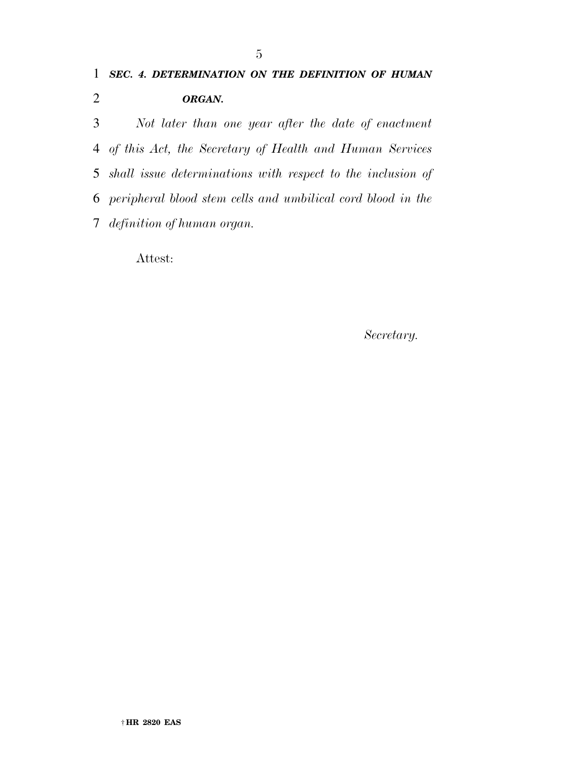***SEC. 4. DETERMINATION ON THE DEFINITION OF HUMAN ORGAN.***

*Not later than one year after the date of enactment of this Act, the Secretary of Health and Human Services shall issue determinations with respect to the inclusion of peripheral blood stem cells and umbilical cord blood in the definition of human organ.*

Attest:

*Secretary.*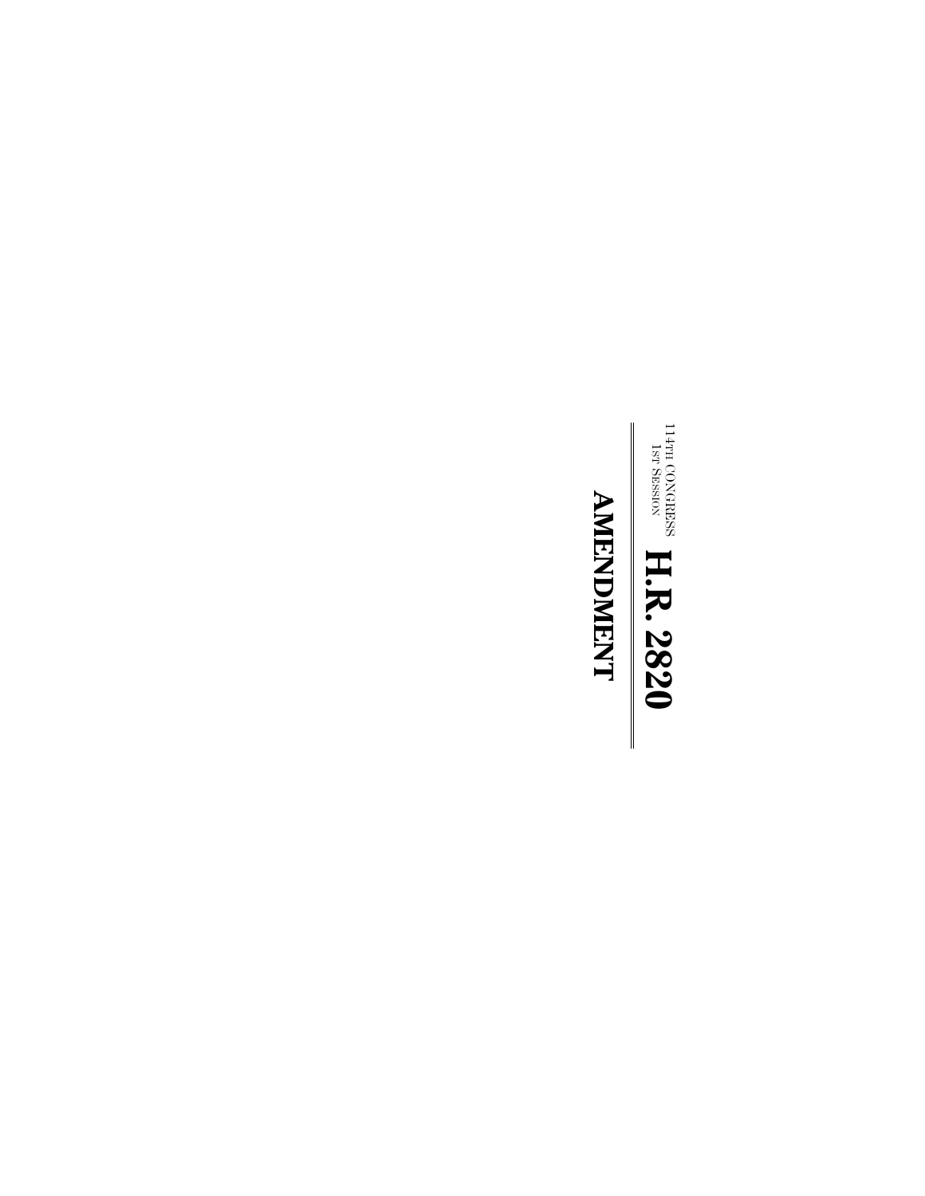114TH CONGRESS
1ST SESSION

# H.R. 2820

---

# AMENDMENT